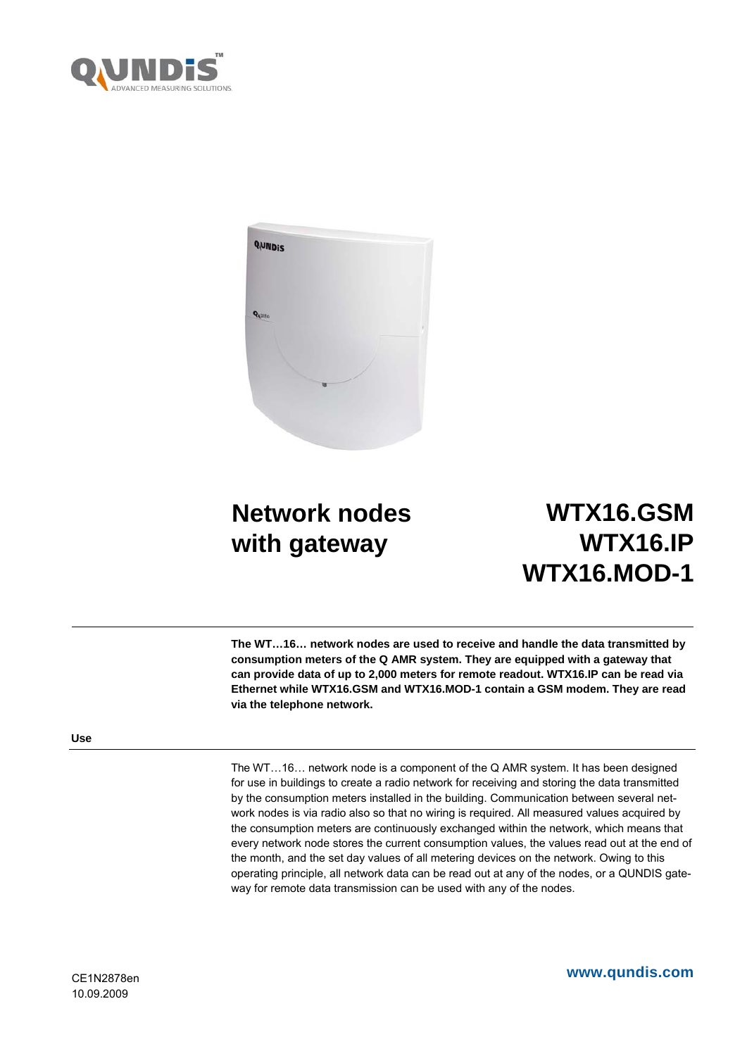# Network nodes with gateway

# WTX16.GSM
# WTX16.IP
# WTX16.MOD-1

**The WT…16… network nodes are used to receive and handle the data transmitted by consumption meters of the Q AMR system. They are equipped with a gateway that can provide data of up to 2,000 meters for remote readout. WTX16.IP can be read via Ethernet while WTX16.GSM and WTX16.MOD-1 contain a GSM modem. They are read via the telephone network.**

## Use

The WT…16… network node is a component of the Q AMR system. It has been designed for use in buildings to create a radio network for receiving and storing the data transmitted by the consumption meters installed in the building. Communication between several network nodes is via radio also so that no wiring is required. All measured values acquired by the consumption meters are continuously exchanged within the network, which means that every network node stores the current consumption values, the values read out at the end of the month, and the set day values of all metering devices on the network. Owing to this operating principle, all network data can be read out at any of the nodes, or a QUNDIS gateway for remote data transmission can be used with any of the nodes.

CE1N2878en
10.09.2009

www.qundis.com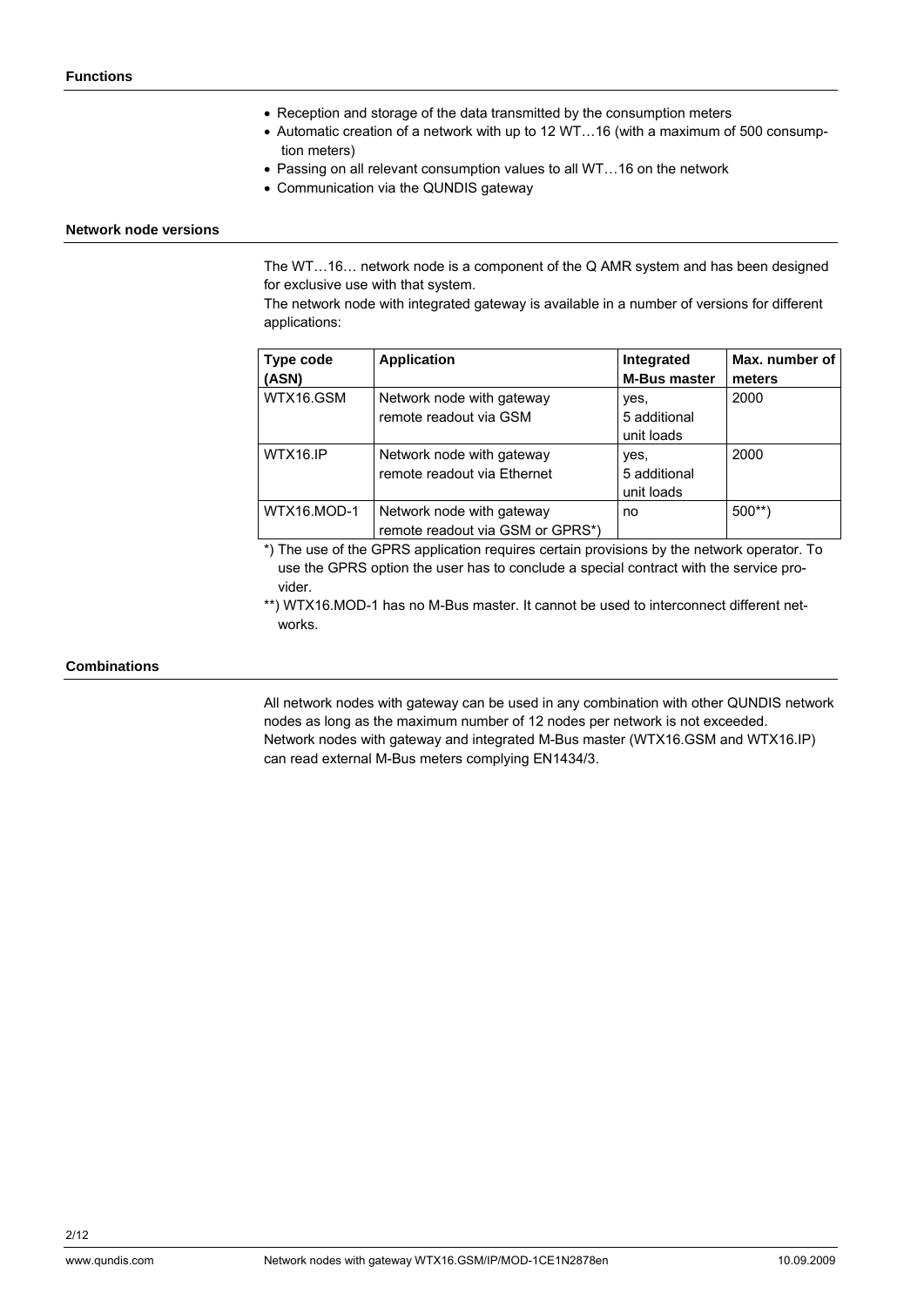## Functions

- Reception and storage of the data transmitted by the consumption meters
- Automatic creation of a network with up to 12 WT…16 (with a maximum of 500 consumption meters)
- Passing on all relevant consumption values to all WT…16 on the network
- Communication via the QUNDIS gateway

## Network node versions

The WT…16… network node is a component of the Q AMR system and has been designed for exclusive use with that system.

The network node with integrated gateway is available in a number of versions for different applications:

| Type code (ASN) | Application | Integrated M-Bus master | Max. number of meters |
|---|---|---|---|
| WTX16.GSM | Network node with gateway remote readout via GSM | yes, 5 additional unit loads | 2000 |
| WTX16.IP | Network node with gateway remote readout via Ethernet | yes, 5 additional unit loads | 2000 |
| WTX16.MOD-1 | Network node with gateway remote readout via GSM or GPRS*) | no | 500**) |

*) The use of the GPRS application requires certain provisions by the network operator. To use the GPRS option the user has to conclude a special contract with the service provider.

**) WTX16.MOD-1 has no M-Bus master. It cannot be used to interconnect different networks.

## Combinations

All network nodes with gateway can be used in any combination with other QUNDIS network nodes as long as the maximum number of 12 nodes per network is not exceeded.
Network nodes with gateway and integrated M-Bus master (WTX16.GSM and WTX16.IP) can read external M-Bus meters complying EN1434/3.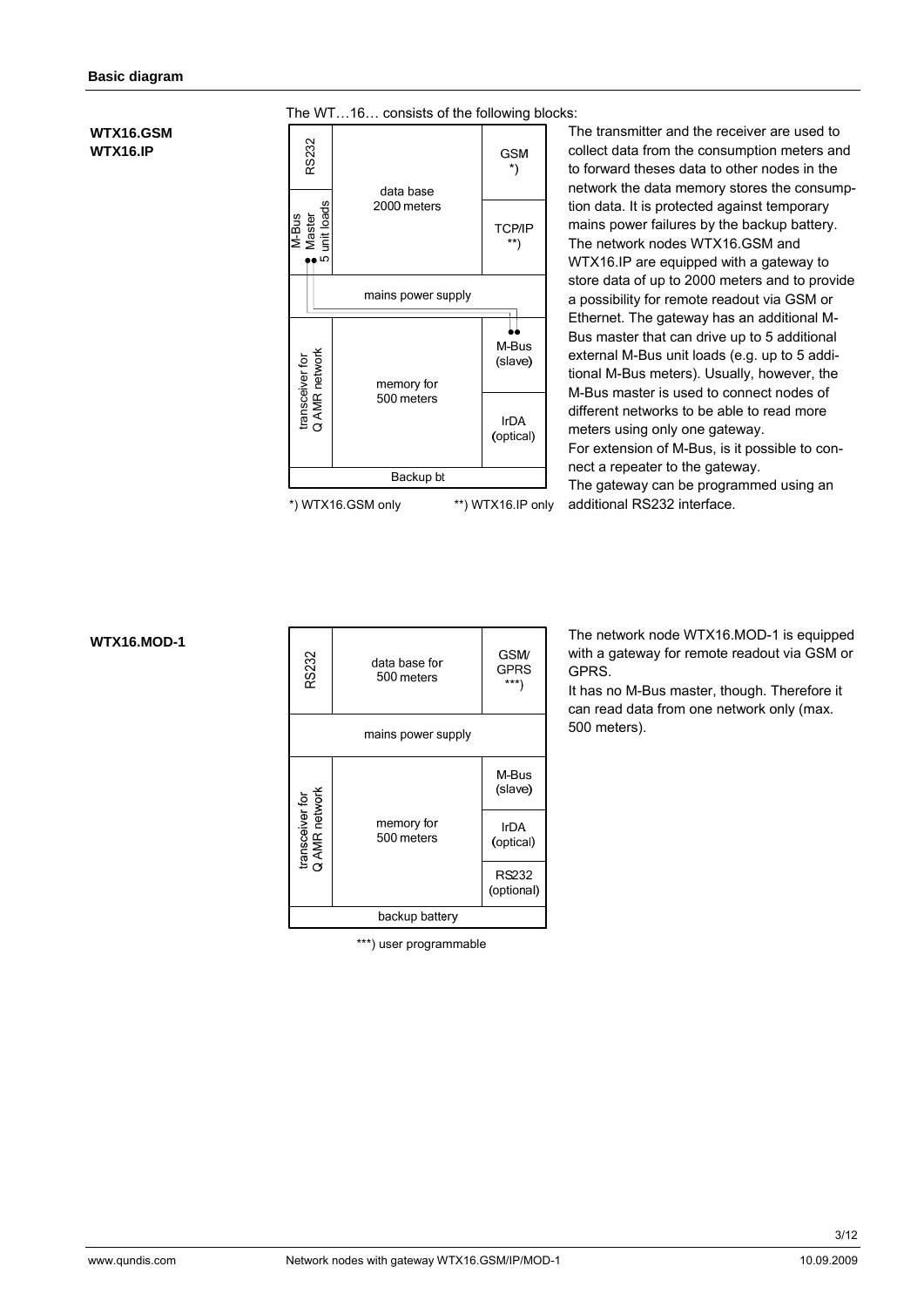## Basic diagram

**WTX16.GSM**
**WTX16.IP**

The WT…16… consists of the following blocks:

| RS232 | data base 2000 meters | GSM *) |
|---|---|---|
| M-Bus Master 5 unit loads | | TCP/IP **) |
| mains power supply | | |
| transceiver for Q AMR network | memory for 500 meters | M-Bus (slave) |
| | | IrDA (optical) |
| Backup bt | | |

*) WTX16.GSM only **) WTX16.IP only

The transmitter and the receiver are used to collect data from the consumption meters and to forward theses data to other nodes in the network the data memory stores the consumption data. It is protected against temporary mains power failures by the backup battery. The network nodes WTX16.GSM and WTX16.IP are equipped with a gateway to store data of up to 2000 meters and to provide a possibility for remote readout via GSM or Ethernet. The gateway has an additional M-Bus master that can drive up to 5 additional external M-Bus unit loads (e.g. up to 5 additional M-Bus meters). Usually, however, the M-Bus master is used to connect nodes of different networks to be able to read more meters using only one gateway.
For extension of M-Bus, is it possible to connect a repeater to the gateway.
The gateway can be programmed using an additional RS232 interface.

**WTX16.MOD-1**

| RS232 | data base for 500 meters | GSM/ GPRS ***) |
|---|---|---|
| mains power supply | | |
| transceiver for Q AMR network | memory for 500 meters | M-Bus (slave) |
| | | IrDA (optical) |
| | | RS232 (optional) |
| backup battery | | |

***) user programmable

The network node WTX16.MOD-1 is equipped with a gateway for remote readout via GSM or GPRS.
It has no M-Bus master, though. Therefore it can read data from one network only (max. 500 meters).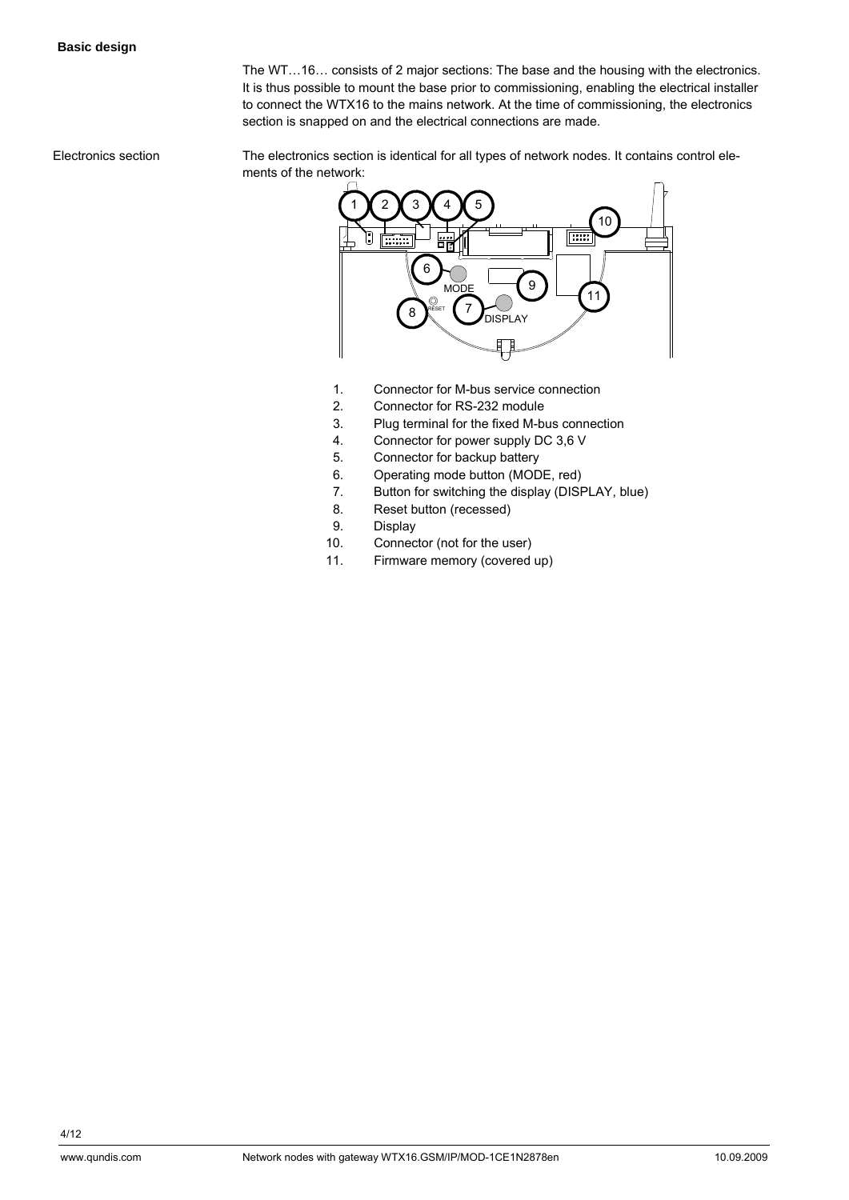**Basic design**

The WT…16… consists of 2 major sections: The base and the housing with the electronics. It is thus possible to mount the base prior to commissioning, enabling the electrical installer to connect the WTX16 to the mains network. At the time of commissioning, the electronics section is snapped on and the electrical connections are made.

Electronics section

The electronics section is identical for all types of network nodes. It contains control elements of the network:

1. Connector for M-bus service connection
2. Connector for RS-232 module
3. Plug terminal for the fixed M-bus connection
4. Connector for power supply DC 3,6 V
5. Connector for backup battery
6. Operating mode button (MODE, red)
7. Button for switching the display (DISPLAY, blue)
8. Reset button (recessed)
9. Display
10. Connector (not for the user)
11. Firmware memory (covered up)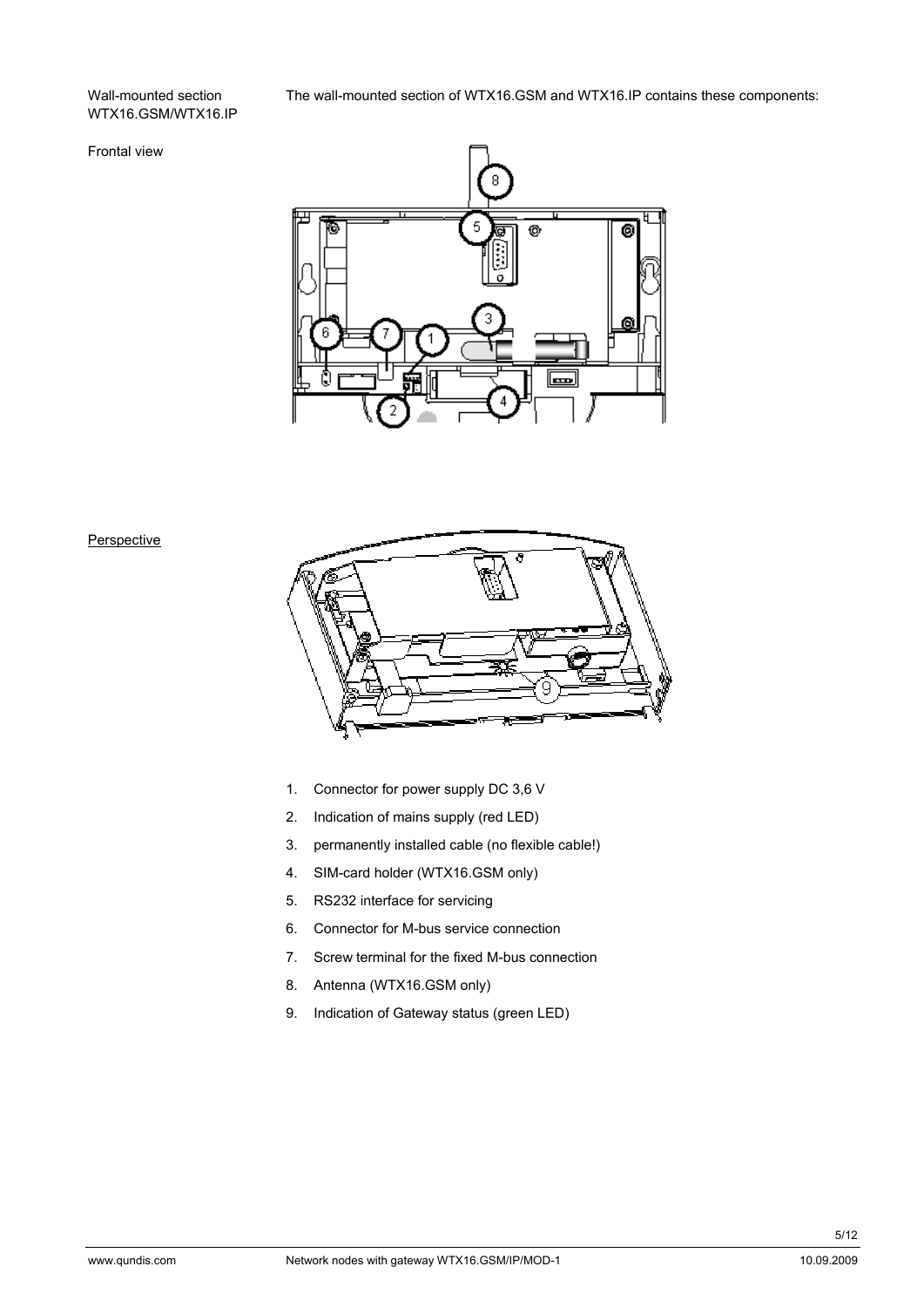Wall-mounted section WTX16.GSM/WTX16.IP

The wall-mounted section of WTX16.GSM and WTX16.IP contains these components:

Frontal view

Perspective

1. Connector for power supply DC 3,6 V
2. Indication of mains supply (red LED)
3. permanently installed cable (no flexible cable!)
4. SIM-card holder (WTX16.GSM only)
5. RS232 interface for servicing
6. Connector for M-bus service connection
7. Screw terminal for the fixed M-bus connection
8. Antenna (WTX16.GSM only)
9. Indication of Gateway status (green LED)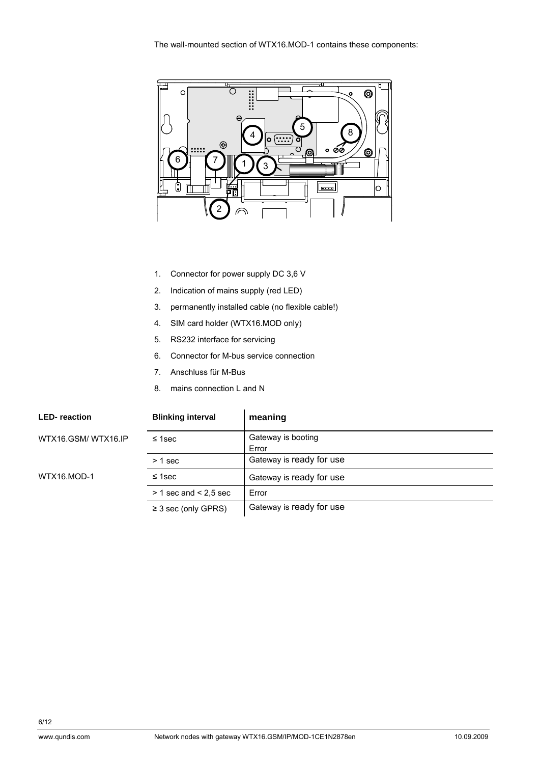The wall-mounted section of WTX16.MOD-1 contains these components:

1. Connector for power supply DC 3,6 V
2. Indication of mains supply (red LED)
3. permanently installed cable (no flexible cable!)
4. SIM card holder (WTX16.MOD only)
5. RS232 interface for servicing
6. Connector for M-bus service connection
7. Anschluss für M-Bus
8. mains connection L and N

| LED- reaction | Blinking interval | meaning |
|---|---|---|
| WTX16.GSM/ WTX16.IP | ≤ 1sec | Gateway is booting<br>Error |
| | > 1 sec | Gateway is ready for use |
| WTX16.MOD-1 | ≤ 1sec | Gateway is ready for use |
| | > 1 sec and < 2,5 sec | Error |
| | ≥ 3 sec (only GPRS) | Gateway is ready for use |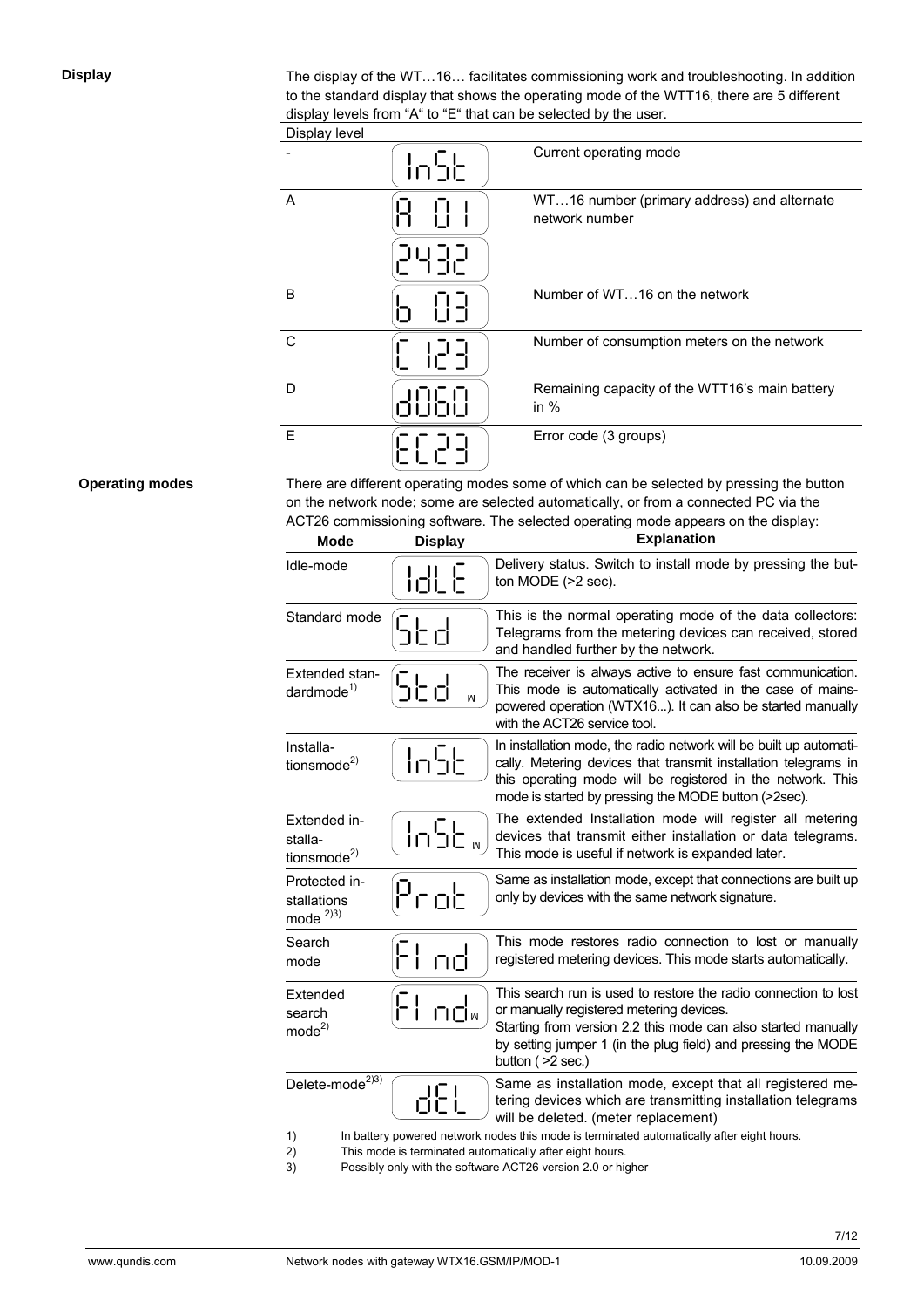## Display

The display of the WT…16… facilitates commissioning work and troubleshooting. In addition to the standard display that shows the operating mode of the WTT16, there are 5 different display levels from "A" to "E" that can be selected by the user.

| Display level | | |
|---|---|---|
| - | InSt | Current operating mode |
| A | A 01<br>2432 | WT…16 number (primary address) and alternate network number |
| B | b 03 | Number of WT…16 on the network |
| C | C 123 | Number of consumption meters on the network |
| D | d060 | Remaining capacity of the WTT16's main battery in % |
| E | EC23 | Error code (3 groups) |

## Operating modes

There are different operating modes some of which can be selected by pressing the button on the network node; some are selected automatically, or from a connected PC via the ACT26 commissioning software. The selected operating mode appears on the display:

| Mode | Display | Explanation |
|---|---|---|
| Idle-mode | IdLE | Delivery status. Switch to install mode by pressing the button MODE (>2 sec). |
| Standard mode | Std | This is the normal operating mode of the data collectors: Telegrams from the metering devices can received, stored and handled further by the network. |
| Extended standardmode[1] | Std W | The receiver is always active to ensure fast communication. This mode is automatically activated in the case of mains-powered operation (WTX16...). It can also be started manually with the ACT26 service tool. |
| Installationsmode[2] | InSt | In installation mode, the radio network will be built up automatically. Metering devices that transmit installation telegrams in this operating mode will be registered in the network. This mode is started by pressing the MODE button (>2sec). |
| Extended installationsmode[2] | InSt W | The extended Installation mode will register all metering devices that transmit either installation or data telegrams. This mode is useful if network is expanded later. |
| Protected installations mode [2)3)] | Prot | Same as installation mode, except that connections are built up only by devices with the same network signature. |
| Search mode | FI nd | This mode restores radio connection to lost or manually registered metering devices. This mode starts automatically. |
| Extended search mode[2] | FI nd W | This search run is used to restore the radio connection to lost or manually registered metering devices.<br>Starting from version 2.2 this mode can also started manually by setting jumper 1 (in the plug field) and pressing the MODE button ( >2 sec.) |
| Delete-mode[2)3)] | dEL | Same as installation mode, except that all registered metering devices which are transmitting installation telegrams will be deleted. (meter replacement) |

1) In battery powered network nodes this mode is terminated automatically after eight hours.
2) This mode is terminated automatically after eight hours.
3) Possibly only with the software ACT26 version 2.0 or higher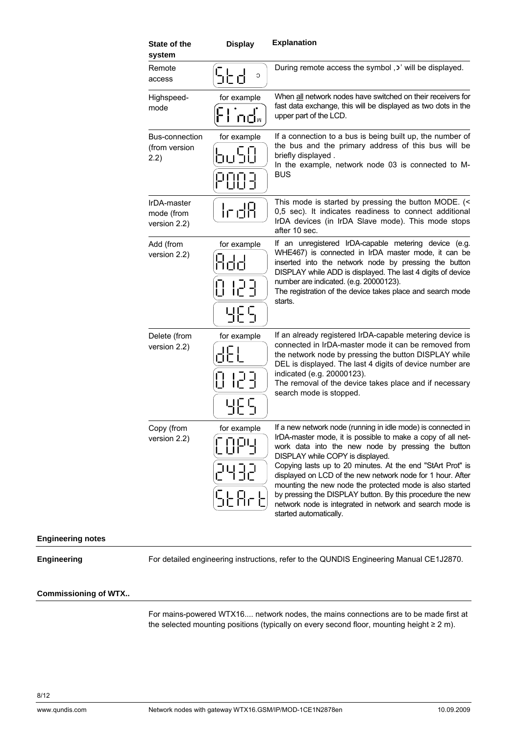| State of the system | Display | Explanation |
|---|---|---|
| Remote access | Std ɔ | During remote access the symbol ,ɔ' will be displayed. |
| Highspeed-mode | for example Fi:nd | When all network nodes have switched on their receivers for fast data exchange, this will be displayed as two dots in the upper part of the LCD. |
| Bus-connection (from version 2.2) | for example bu50 P003 | If a connection to a bus is being built up, the number of the bus and the primary address of this bus will be briefly displayed . In the example, network node 03 is connected to M-BUS |
| IrDA-master mode (from version 2.2) | IrdA | This mode is started by pressing the button MODE. (< 0,5 sec). It indicates readiness to connect additional IrDA devices (in IrDA Slave mode). This mode stops after 10 sec. |
| Add (from version 2.2) | for example Add 0123 YES | If an unregistered IrDA-capable metering device (e.g. WHE467) is connected in IrDA master mode, it can be inserted into the network node by pressing the button DISPLAY while ADD is displayed. The last 4 digits of device number are indicated. (e.g. 20000123). The registration of the device takes place and search mode starts. |
| Delete (from version 2.2) | for example dEL 0123 YES | If an already registered IrDA-capable metering device is connected in IrDA-master mode it can be removed from the network node by pressing the button DISPLAY while DEL is displayed. The last 4 digits of device number are indicated (e.g. 20000123). The removal of the device takes place and if necessary search mode is stopped. |
| Copy (from version 2.2) | for example COPY 2432 StArt | If a new network node (running in idle mode) is connected in IrDA-master mode, it is possible to make a copy of all network data into the new node by pressing the button DISPLAY while COPY is displayed. Copying lasts up to 20 minutes. At the end "StArt Prot" is displayed on LCD of the new network node for 1 hour. After mounting the new node the protected mode is also started by pressing the DISPLAY button. By this procedure the new network node is integrated in network and search mode is started automatically. |

## Engineering notes

**Engineering**

For detailed engineering instructions, refer to the QUNDIS Engineering Manual CE1J2870.

## Commissioning of WTX..

For mains-powered WTX16.... network nodes, the mains connections are to be made first at the selected mounting positions (typically on every second floor, mounting height ≥ 2 m).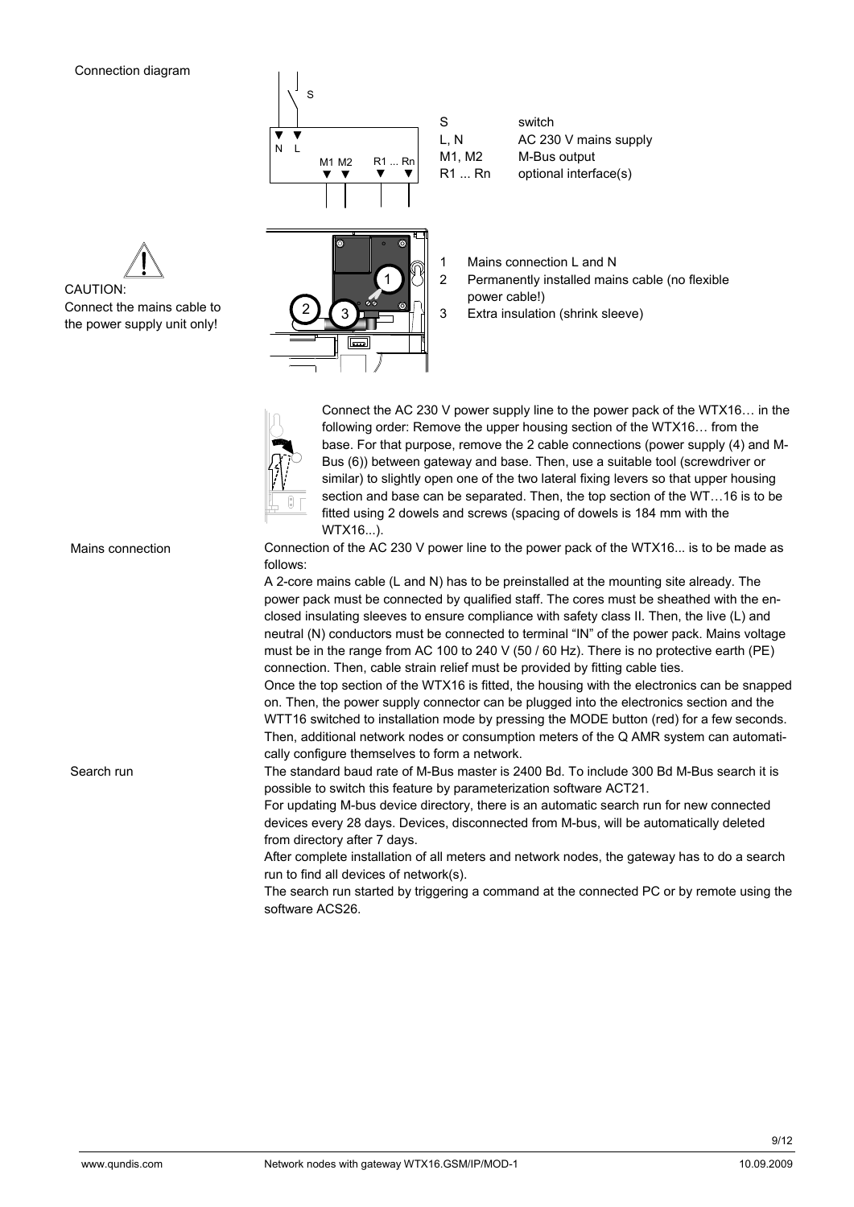Connection diagram

| | |
|---|---|
| S | switch |
| L, N | AC 230 V mains supply |
| M1, M2 | M-Bus output |
| R1 ... Rn | optional interface(s) |

CAUTION:
Connect the mains cable to the power supply unit only!

1. Mains connection L and N
2. Permanently installed mains cable (no flexible power cable!)
3. Extra insulation (shrink sleeve)

Connect the AC 230 V power supply line to the power pack of the WTX16… in the following order: Remove the upper housing section of the WTX16… from the base. For that purpose, remove the 2 cable connections (power supply (4) and M-Bus (6)) between gateway and base. Then, use a suitable tool (screwdriver or similar) to slightly open one of the two lateral fixing levers so that upper housing section and base can be separated. Then, the top section of the WT…16 is to be fitted using 2 dowels and screws (spacing of dowels is 184 mm with the WTX16...).

## Mains connection

Connection of the AC 230 V power line to the power pack of the WTX16... is to be made as follows:

A 2-core mains cable (L and N) has to be preinstalled at the mounting site already. The power pack must be connected by qualified staff. The cores must be sheathed with the enclosed insulating sleeves to ensure compliance with safety class II. Then, the live (L) and neutral (N) conductors must be connected to terminal "IN" of the power pack. Mains voltage must be in the range from AC 100 to 240 V (50 / 60 Hz). There is no protective earth (PE) connection. Then, cable strain relief must be provided by fitting cable ties.

Once the top section of the WTX16 is fitted, the housing with the electronics can be snapped on. Then, the power supply connector can be plugged into the electronics section and the WTT16 switched to installation mode by pressing the MODE button (red) for a few seconds. Then, additional network nodes or consumption meters of the Q AMR system can automatically configure themselves to form a network.

## Search run

The standard baud rate of M-Bus master is 2400 Bd. To include 300 Bd M-Bus search it is possible to switch this feature by parameterization software ACT21.

For updating M-bus device directory, there is an automatic search run for new connected devices every 28 days. Devices, disconnected from M-bus, will be automatically deleted from directory after 7 days.

After complete installation of all meters and network nodes, the gateway has to do a search run to find all devices of network(s).

The search run started by triggering a command at the connected PC or by remote using the software ACS26.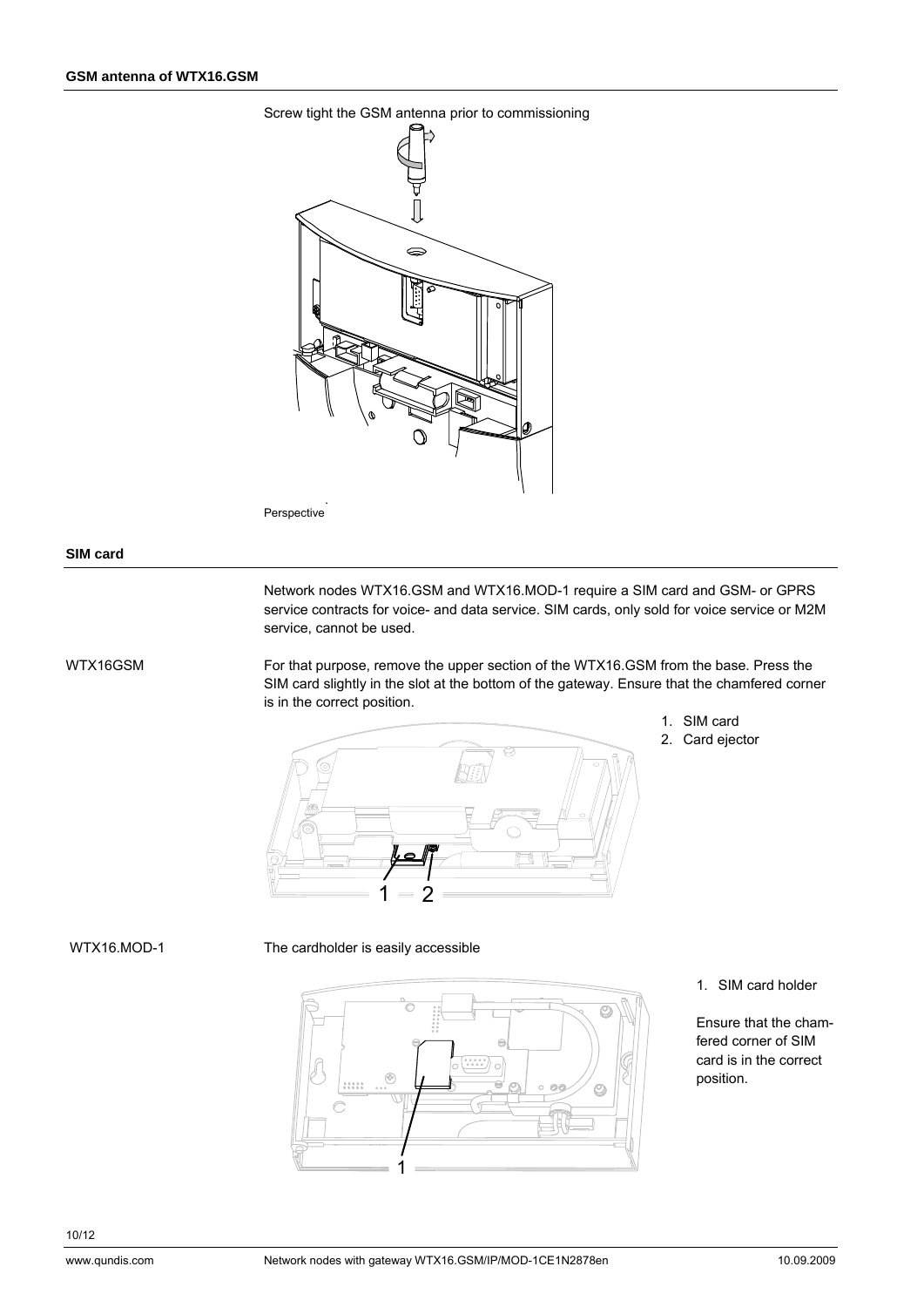## GSM antenna of WTX16.GSM

Screw tight the GSM antenna prior to commissioning

Perspective

## SIM card

Network nodes WTX16.GSM and WTX16.MOD-1 require a SIM card and GSM- or GPRS service contracts for voice- and data service. SIM cards, only sold for voice service or M2M service, cannot be used.

WTX16GSM

For that purpose, remove the upper section of the WTX16.GSM from the base. Press the SIM card slightly in the slot at the bottom of the gateway. Ensure that the chamfered corner is in the correct position.

1. SIM card
2. Card ejector

WTX16.MOD-1

The cardholder is easily accessible

1. SIM card holder

Ensure that the chamfered corner of SIM card is in the correct position.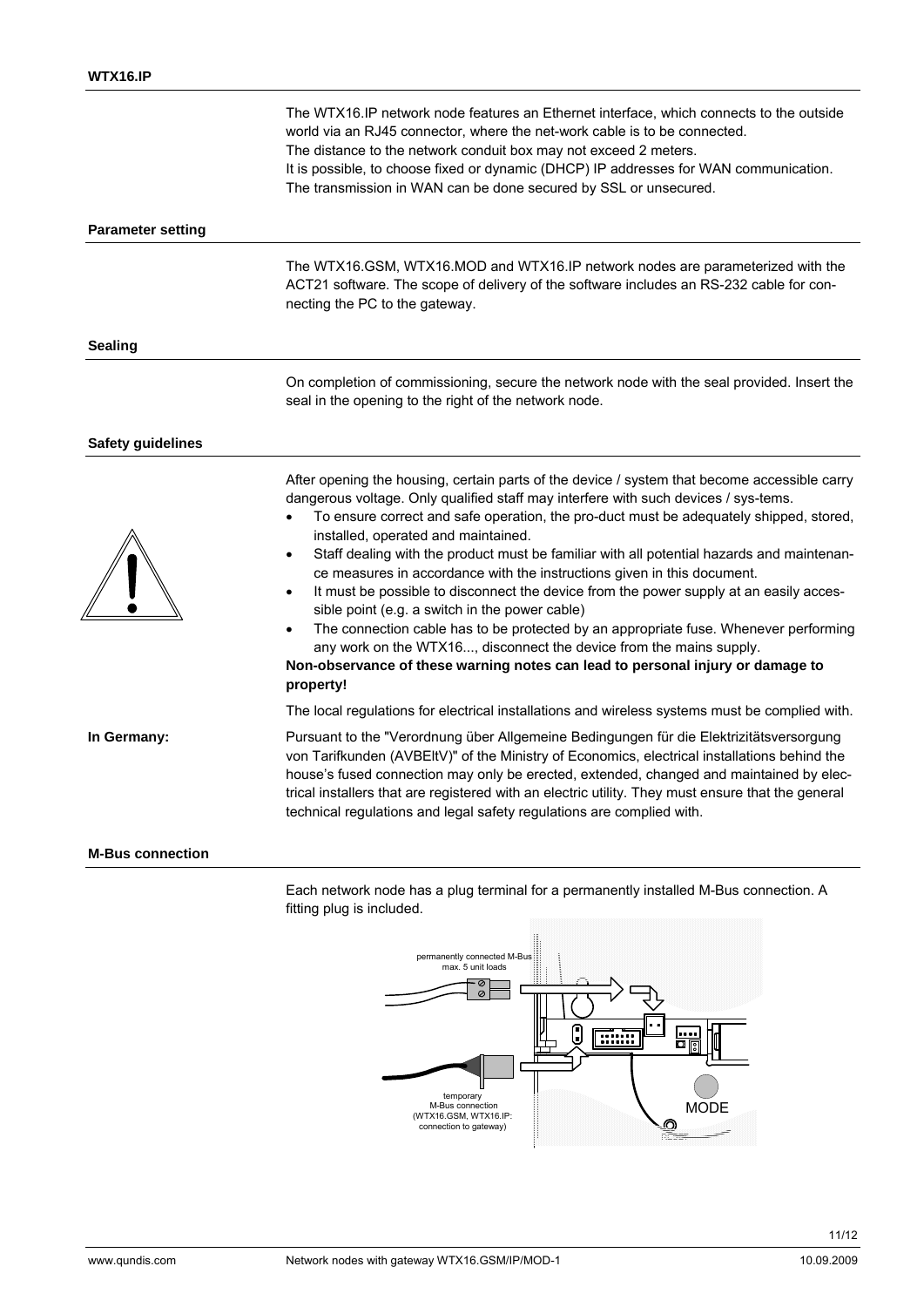The WTX16.IP network node features an Ethernet interface, which connects to the outside world via an RJ45 connector, where the net-work cable is to be connected.
The distance to the network conduit box may not exceed 2 meters.
It is possible, to choose fixed or dynamic (DHCP) IP addresses for WAN communication.
The transmission in WAN can be done secured by SSL or unsecured.

## Parameter setting

The WTX16.GSM, WTX16.MOD and WTX16.IP network nodes are parameterized with the ACT21 software. The scope of delivery of the software includes an RS-232 cable for connecting the PC to the gateway.

## Sealing

On completion of commissioning, secure the network node with the seal provided. Insert the seal in the opening to the right of the network node.

## Safety guidelines

After opening the housing, certain parts of the device / system that become accessible carry dangerous voltage. Only qualified staff may interfere with such devices / sys-tems.

- To ensure correct and safe operation, the pro-duct must be adequately shipped, stored, installed, operated and maintained.
- Staff dealing with the product must be familiar with all potential hazards and maintenance measures in accordance with the instructions given in this document.
- It must be possible to disconnect the device from the power supply at an easily accessible point (e.g. a switch in the power cable)
- The connection cable has to be protected by an appropriate fuse. Whenever performing any work on the WTX16..., disconnect the device from the mains supply.

**Non-observance of these warning notes can lead to personal injury or damage to property!**

The local regulations for electrical installations and wireless systems must be complied with.

**In Germany:**

Pursuant to the "Verordnung über Allgemeine Bedingungen für die Elektrizitätsversorgung von Tarifkunden (AVBEltV)" of the Ministry of Economics, electrical installations behind the house's fused connection may only be erected, extended, changed and maintained by electrical installers that are registered with an electric utility. They must ensure that the general technical regulations and legal safety regulations are complied with.

## M-Bus connection

Each network node has a plug terminal for a permanently installed M-Bus connection. A fitting plug is included.

permanently connected M-Bus max. 5 unit loads

temporary M-Bus connection (WTX16.GSM, WTX16.IP: connection to gateway)

MODE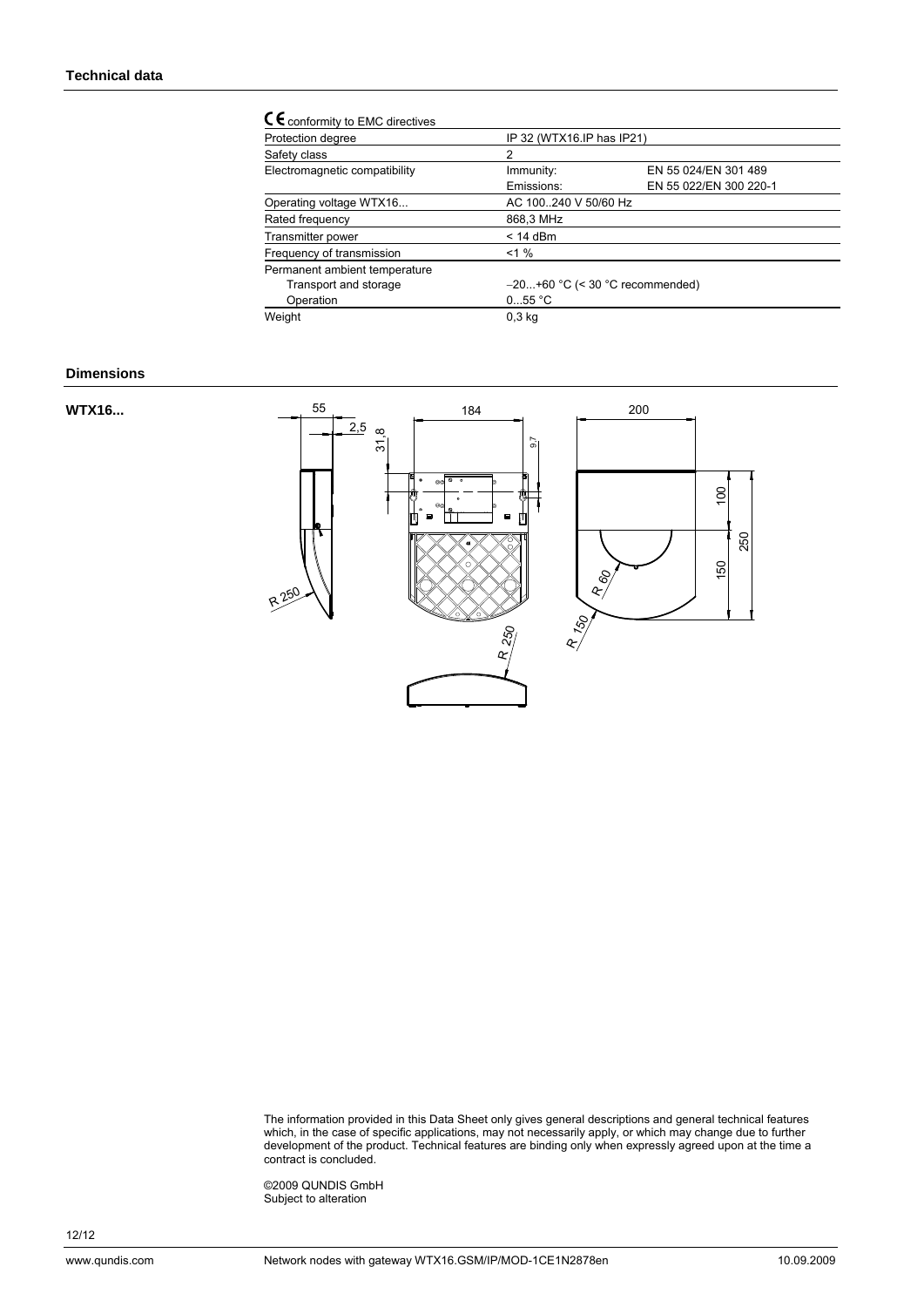## Technical data

| | | |
|---|---|---|
| CE conformity to EMC directives | | |
| Protection degree | IP 32 (WTX16.IP has IP21) | |
| Safety class | 2 | |
| Electromagnetic compatibility | Immunity: | EN 55 024/EN 301 489 |
| | Emissions: | EN 55 022/EN 300 220-1 |
| Operating voltage WTX16... | AC 100..240 V 50/60 Hz | |
| Rated frequency | 868,3 MHz | |
| Transmitter power | < 14 dBm | |
| Frequency of transmission | <1 % | |
| Permanent ambient temperature | | |
| Transport and storage | −20...+60 °C (< 30 °C recommended) | |
| Operation | 0...55 °C | |
| Weight | 0,3 kg | |

## Dimensions

**WTX16...**

55
2,5
31,8
184
9,7
200
100
250
150
R 250
R 250
R 60
R 150

The information provided in this Data Sheet only gives general descriptions and general technical features which, in the case of specific applications, may not necessarily apply, or which may change due to further development of the product. Technical features are binding only when expressly agreed upon at the time a contract is concluded.

©2009 QUNDIS GmbH
Subject to alteration